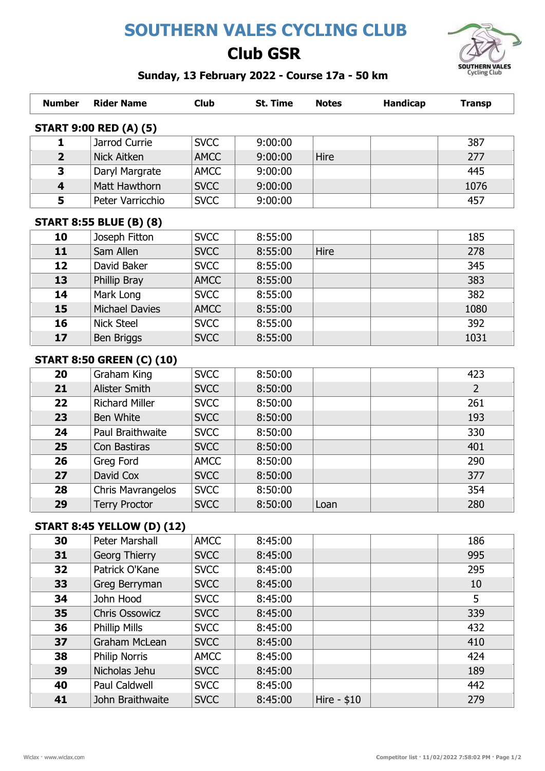# SOUTHERN VALES CYCLING CLUB

## Club GSR

### Sunday, 13 February 2022 - Course 17a - 50 km

| Number | Rider Name | Club | St. Time | Notes | Handicap | Transp |
|---|---|---|---|---|---|---|
| **START 9:00 RED (A) (5)** | | | | | | |
| **1** | Jarrod Currie | SVCC | 9:00:00 | | | 387 |
| **2** | Nick Aitken | AMCC | 9:00:00 | Hire | | 277 |
| **3** | Daryl Margrate | AMCC | 9:00:00 | | | 445 |
| **4** | Matt Hawthorn | SVCC | 9:00:00 | | | 1076 |
| **5** | Peter Varricchio | SVCC | 9:00:00 | | | 457 |
| **START 8:55 BLUE (B) (8)** | | | | | | |
| **10** | Joseph Fitton | SVCC | 8:55:00 | | | 185 |
| **11** | Sam Allen | SVCC | 8:55:00 | Hire | | 278 |
| **12** | David Baker | SVCC | 8:55:00 | | | 345 |
| **13** | Phillip Bray | AMCC | 8:55:00 | | | 383 |
| **14** | Mark Long | SVCC | 8:55:00 | | | 382 |
| **15** | Michael Davies | AMCC | 8:55:00 | | | 1080 |
| **16** | Nick Steel | SVCC | 8:55:00 | | | 392 |
| **17** | Ben Briggs | SVCC | 8:55:00 | | | 1031 |
| **START 8:50 GREEN (C) (10)** | | | | | | |
| **20** | Graham King | SVCC | 8:50:00 | | | 423 |
| **21** | Alister Smith | SVCC | 8:50:00 | | | 2 |
| **22** | Richard Miller | SVCC | 8:50:00 | | | 261 |
| **23** | Ben White | SVCC | 8:50:00 | | | 193 |
| **24** | Paul Braithwaite | SVCC | 8:50:00 | | | 330 |
| **25** | Con Bastiras | SVCC | 8:50:00 | | | 401 |
| **26** | Greg Ford | AMCC | 8:50:00 | | | 290 |
| **27** | David Cox | SVCC | 8:50:00 | | | 377 |
| **28** | Chris Mavrangelos | SVCC | 8:50:00 | | | 354 |
| **29** | Terry Proctor | SVCC | 8:50:00 | Loan | | 280 |
| **START 8:45 YELLOW (D) (12)** | | | | | | |
| **30** | Peter Marshall | AMCC | 8:45:00 | | | 186 |
| **31** | Georg Thierry | SVCC | 8:45:00 | | | 995 |
| **32** | Patrick O'Kane | SVCC | 8:45:00 | | | 295 |
| **33** | Greg Berryman | SVCC | 8:45:00 | | | 10 |
| **34** | John Hood | SVCC | 8:45:00 | | | 5 |
| **35** | Chris Ossowicz | SVCC | 8:45:00 | | | 339 |
| **36** | Phillip Mills | SVCC | 8:45:00 | | | 432 |
| **37** | Graham McLean | SVCC | 8:45:00 | | | 410 |
| **38** | Philip Norris | AMCC | 8:45:00 | | | 424 |
| **39** | Nicholas Jehu | SVCC | 8:45:00 | | | 189 |
| **40** | Paul Caldwell | SVCC | 8:45:00 | | | 442 |
| **41** | John Braithwaite | SVCC | 8:45:00 | Hire - $10 | | 279 |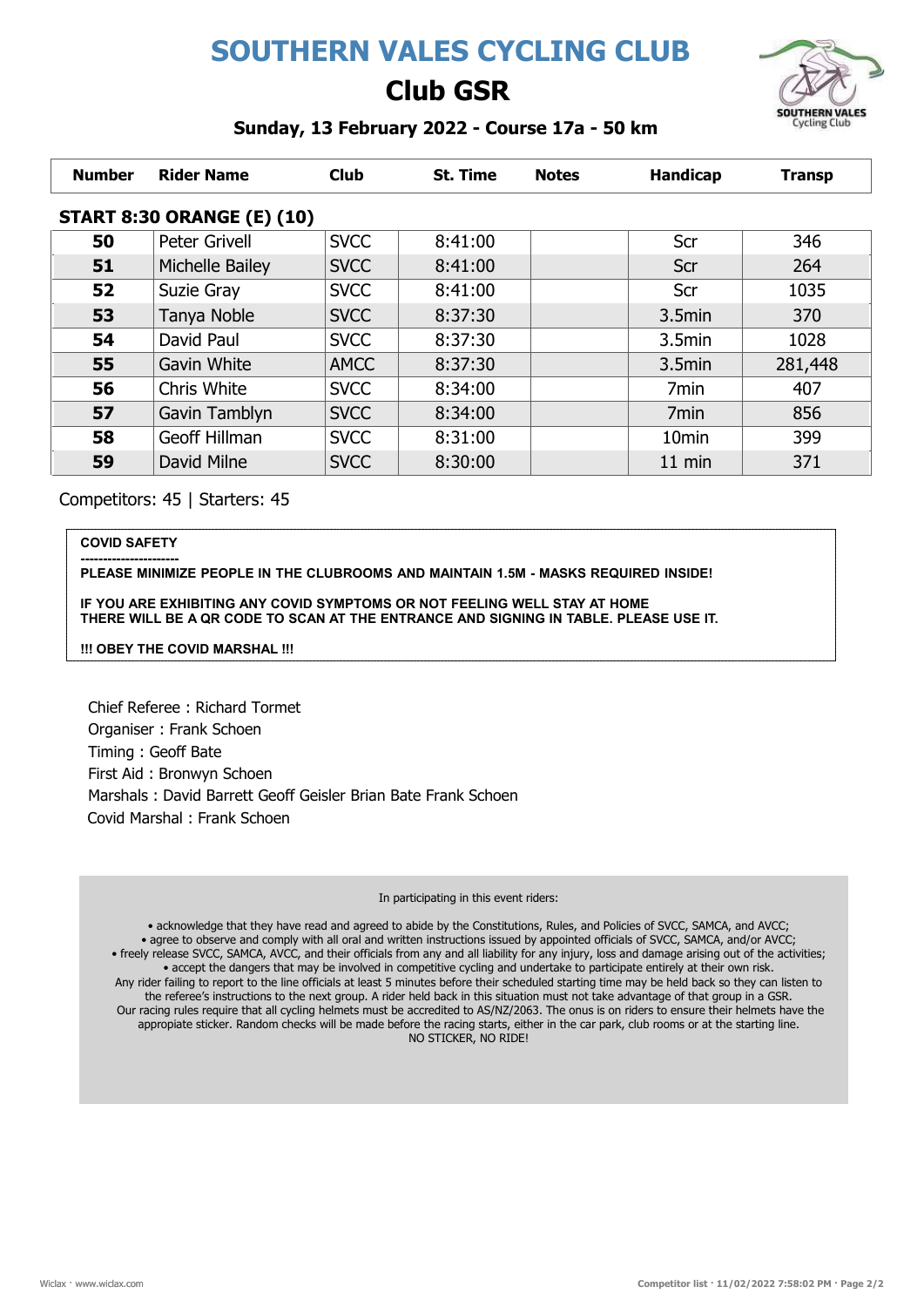# SOUTHERN VALES CYCLING CLUB

## Club GSR

### Sunday, 13 February 2022 - Course 17a - 50 km

| Number | Rider Name | Club | St. Time | Notes | Handicap | Transp |
|---|---|---|---|---|---|---|
| **START 8:30 ORANGE (E) (10)** | | | | | | |
| **50** | Peter Grivell | SVCC | 8:41:00 | | Scr | 346 |
| **51** | Michelle Bailey | SVCC | 8:41:00 | | Scr | 264 |
| **52** | Suzie Gray | SVCC | 8:41:00 | | Scr | 1035 |
| **53** | Tanya Noble | SVCC | 8:37:30 | | 3.5min | 370 |
| **54** | David Paul | SVCC | 8:37:30 | | 3.5min | 1028 |
| **55** | Gavin White | AMCC | 8:37:30 | | 3.5min | 281,448 |
| **56** | Chris White | SVCC | 8:34:00 | | 7min | 407 |
| **57** | Gavin Tamblyn | SVCC | 8:34:00 | | 7min | 856 |
| **58** | Geoff Hillman | SVCC | 8:31:00 | | 10min | 399 |
| **59** | David Milne | SVCC | 8:30:00 | | 11 min | 371 |

Competitors: 45 | Starters: 45

**COVID SAFETY**

**----------------------**

**PLEASE MINIMIZE PEOPLE IN THE CLUBROOMS AND MAINTAIN 1.5M - MASKS REQUIRED INSIDE!**

**IF YOU ARE EXHIBITING ANY COVID SYMPTOMS OR NOT FEELING WELL STAY AT HOME**
**THERE WILL BE A QR CODE TO SCAN AT THE ENTRANCE AND SIGNING IN TABLE. PLEASE USE IT.**

**!!! OBEY THE COVID MARSHAL !!!**

Chief Referee : Richard Tormet
Organiser : Frank Schoen
Timing : Geoff Bate
First Aid : Bronwyn Schoen
Marshals : David Barrett Geoff Geisler Brian Bate Frank Schoen
Covid Marshal : Frank Schoen

In participating in this event riders:

• acknowledge that they have read and agreed to abide by the Constitutions, Rules, and Policies of SVCC, SAMCA, and AVCC;
• agree to observe and comply with all oral and written instructions issued by appointed officials of SVCC, SAMCA, and/or AVCC;
• freely release SVCC, SAMCA, AVCC, and their officials from any and all liability for any injury, loss and damage arising out of the activities;
• accept the dangers that may be involved in competitive cycling and undertake to participate entirely at their own risk.

Any rider failing to report to the line officials at least 5 minutes before their scheduled starting time may be held back so they can listen to the referee's instructions to the next group. A rider held back in this situation must not take advantage of that group in a GSR.
Our racing rules require that all cycling helmets must be accredited to AS/NZ/2063. The onus is on riders to ensure their helmets have the appropiate sticker. Random checks will be made before the racing starts, either in the car park, club rooms or at the starting line.
NO STICKER, NO RIDE!